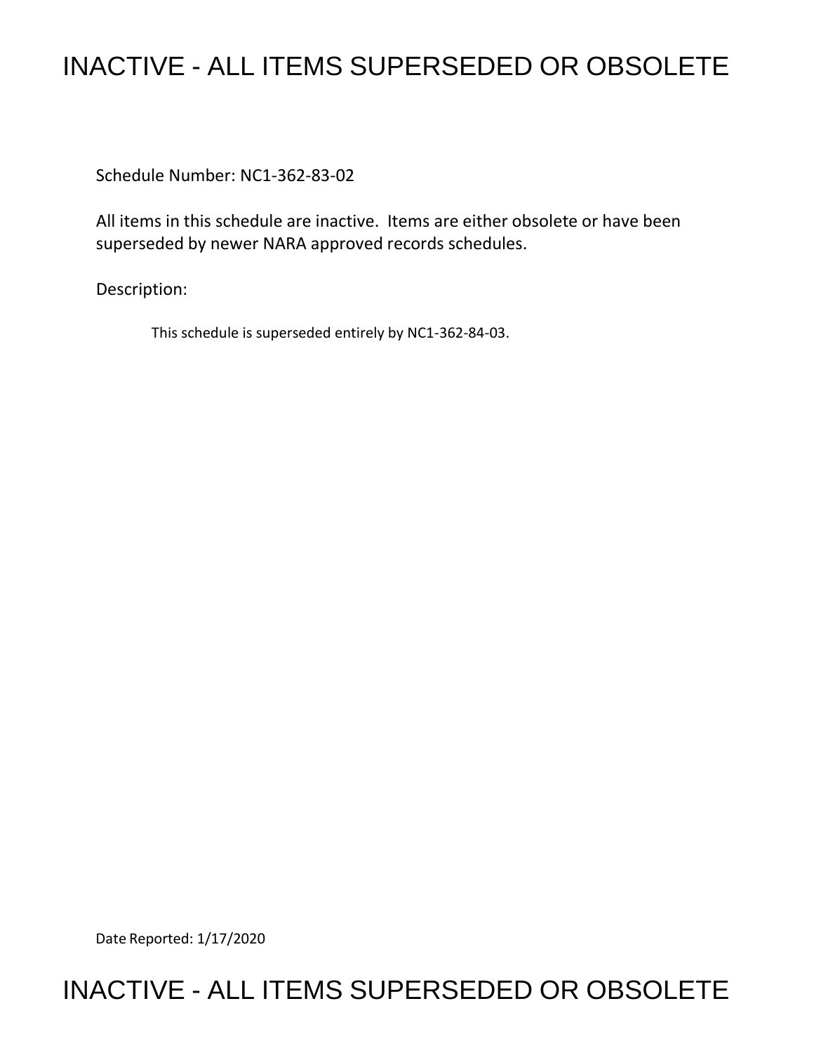# INACTIVE - ALL ITEMS SUPERSEDED OR OBSOLETE

Schedule Number: NC1-362-83-02

All items in this schedule are inactive. Items are either obsolete or have been superseded by newer NARA approved records schedules.

Description:

This schedule is superseded entirely by NC1-362-84-03.

Date Reported: 1/17/2020

# INACTIVE - ALL ITEMS SUPERSEDED OR OBSOLETE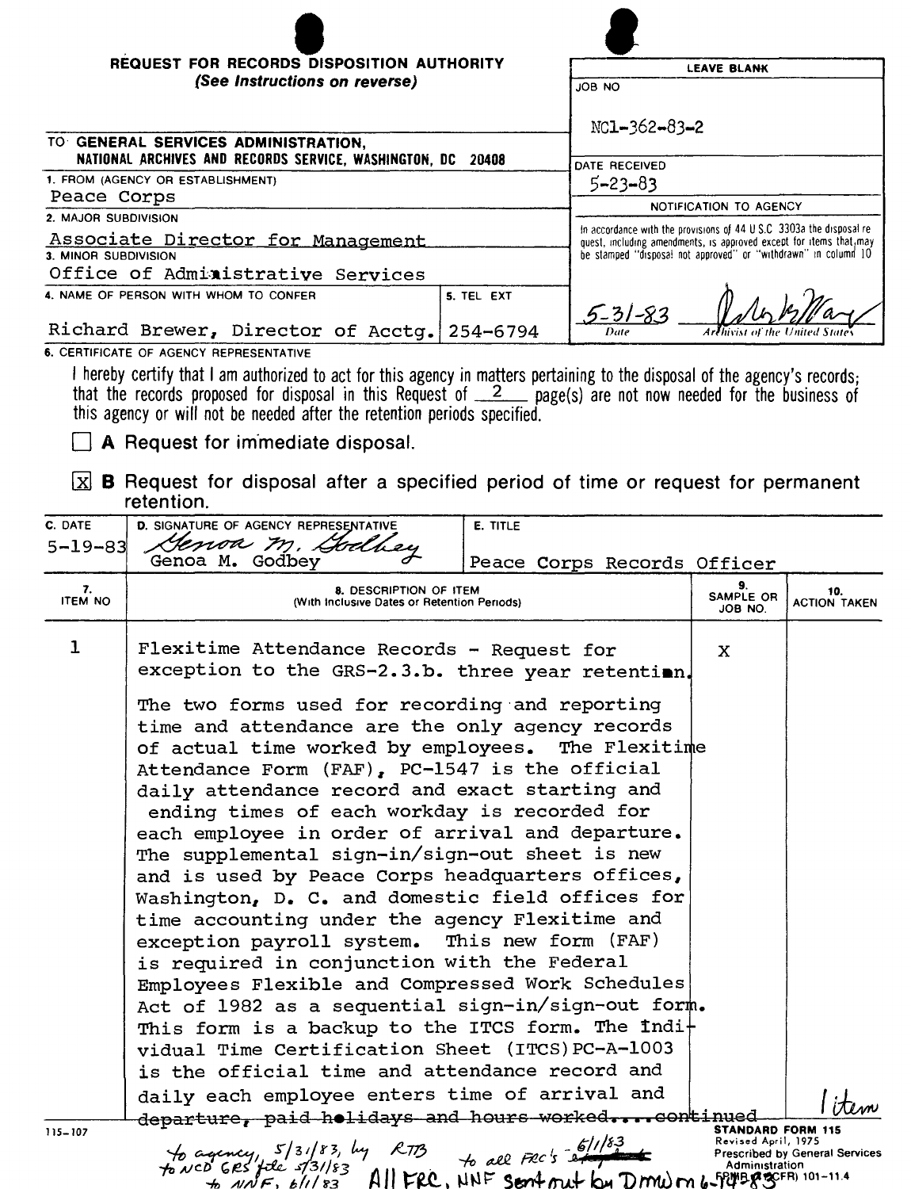**REQUEST FOR RECORDS DISPOSITION AUTHORITY**
*(See Instructions on reverse)*

| LEAVE BLANK |
|---|
| JOB NO: NC1-362-83-2 |
| DATE RECEIVED: 5-23-83 |
| NOTIFICATION TO AGENCY |
| In accordance with the provisions of 44 U.S.C 3303a the disposal request, including amendments, is approved except for items that may be stamped "disposal not approved" or "withdrawn" in column 10 |
| 5-31-83 Date — [signature] Archivist of the United States |

TO: **GENERAL SERVICES ADMINISTRATION, NATIONAL ARCHIVES AND RECORDS SERVICE, WASHINGTON, DC 20408**

1. FROM (AGENCY OR ESTABLISHMENT): Peace Corps
2. MAJOR SUBDIVISION: Associate Director for Management
3. MINOR SUBDIVISION: Office of Administrative Services
4. NAME OF PERSON WITH WHOM TO CONFER: Richard Brewer, Director of Acctg.
5. TEL EXT: 254-6794

6. CERTIFICATE OF AGENCY REPRESENTATIVE

I hereby certify that I am authorized to act for this agency in matters pertaining to the disposal of the agency's records; that the records proposed for disposal in this Request of 2 page(s) are not now needed for the business of this agency or will not be needed after the retention periods specified.

☐ **A** Request for immediate disposal.

☒ **B** Request for disposal after a specified period of time or request for permanent retention.

| C. DATE | D. SIGNATURE OF AGENCY REPRESENTATIVE | E. TITLE |
|---|---|---|
| 5-19-83 | Genoa M. Godbey [signature] | Peace Corps Records Officer |

| 7. ITEM NO | 8. DESCRIPTION OF ITEM (With Inclusive Dates or Retention Periods) | 9. SAMPLE OR JOB NO. | 10. ACTION TAKEN |
|---|---|---|---|
| 1 | Flexitime Attendance Records - Request for exception to the GRS-2.3.b. three year retention.<br><br>The two forms used for recording and reporting time and attendance are the only agency records of actual time worked by employees. The Flexitime Attendance Form (FAF), PC-1547 is the official daily attendance record and exact starting and ending times of each workday is recorded for each employee in order of arrival and departure. The supplemental sign-in/sign-out sheet is new and is used by Peace Corps headquarters offices, Washington, D. C. and domestic field offices for time accounting under the agency Flexitime and exception payroll system. This new form (FAF) is required in conjunction with the Federal Employees Flexible and Compressed Work Schedules Act of 1982 as a sequential sign-in/sign-out form. This form is a backup to the ITCS form. The Individual Time Certification Sheet (ITCS) PC-A-1003 is the official time and attendance record and daily each employee enters time of arrival and ~~departure, paid holidays and hours worked....~~continued | X | |

1 item

115-107

**STANDARD FORM 115**
Revised April, 1975
Prescribed by General Services Administration
FPMR (41 CFR) 101-11.4

to agency, 5/31/83, by RTB; to NCD GRS file 5/31/83; to NNF, 6/1/83; to all FRC's 6/1/83; All FRC, NNF sent out by DMW m 6-14-83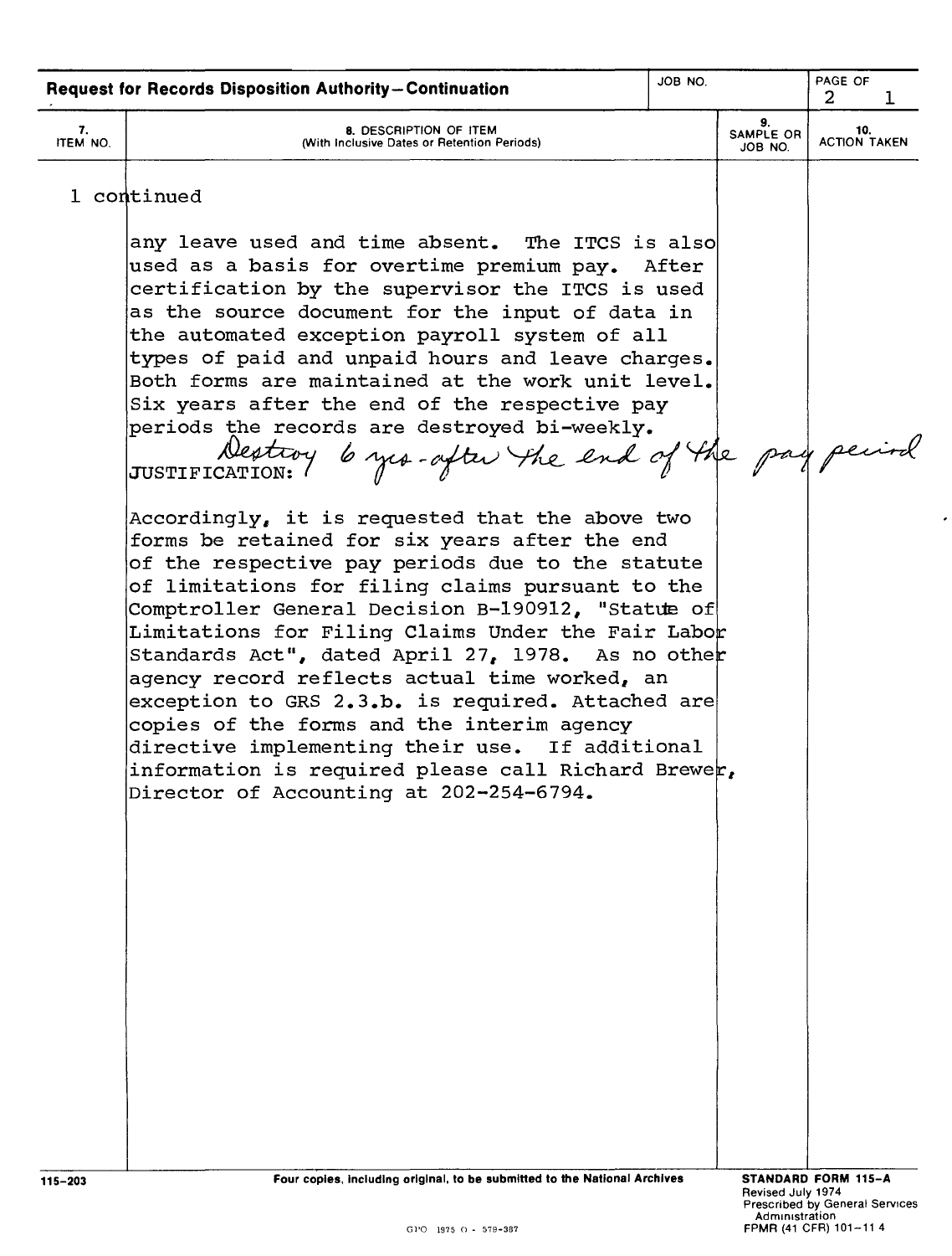**Request for Records Disposition Authority—Continuation**

JOB NO.

PAGE 2 OF 1

| 7. ITEM NO. | 8. DESCRIPTION OF ITEM (With Inclusive Dates or Retention Periods) | 9. SAMPLE OR JOB NO. | 10. ACTION TAKEN |
|---|---|---|---|
| 1 continued | | | |

any leave used and time absent. The ITCS is also used as a basis for overtime premium pay. After certification by the supervisor the ITCS is used as the source document for the input of data in the automated exception payroll system of all types of paid and unpaid hours and leave charges. Both forms are maintained at the work unit level. Six years after the end of the respective pay periods the records are destroyed bi-weekly.

*Destroy 6 yrs. after the end of the pay period*

JUSTIFICATION:

Accordingly, it is requested that the above two forms be retained for six years after the end of the respective pay periods due to the statute of limitations for filing claims pursuant to the Comptroller General Decision B-190912, "Statute of Limitations for Filing Claims Under the Fair Labor Standards Act", dated April 27, 1978. As no other agency record reflects actual time worked, an exception to GRS 2.3.b. is required. Attached are copies of the forms and the interim agency directive implementing their use. If additional information is required please call Richard Brewer, Director of Accounting at 202-254-6794.

115-203

Four copies, including original, to be submitted to the National Archives

STANDARD FORM 115-A
Revised July 1974
Prescribed by General Services Administration
FPMR (41 CFR) 101-11 4

GPO 1975 O - 579-387